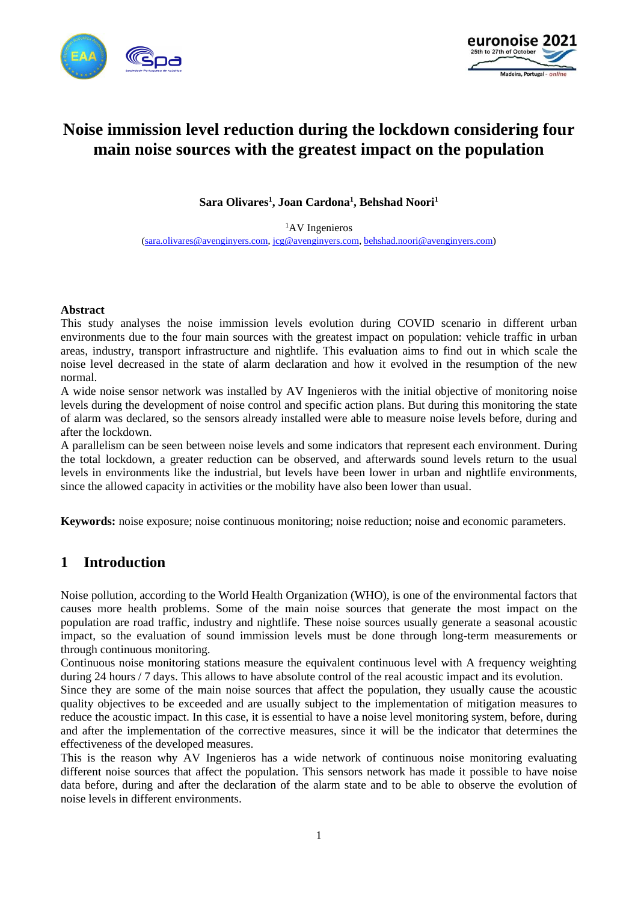# Noise immission level reduction during the lockdown considering four main noise sources with the greatest impact on the population

**Sara Olivares[1], Joan Cardona[1], Behshad Noori[1]**

[1]AV Ingenieros
(sara.olivares@avenginyers.com, jcg@avenginyers.com, behshad.noori@avenginyers.com)

**Abstract**

This study analyses the noise immission levels evolution during COVID scenario in different urban environments due to the four main sources with the greatest impact on population: vehicle traffic in urban areas, industry, transport infrastructure and nightlife. This evaluation aims to find out in which scale the noise level decreased in the state of alarm declaration and how it evolved in the resumption of the new normal.

A wide noise sensor network was installed by AV Ingenieros with the initial objective of monitoring noise levels during the development of noise control and specific action plans. But during this monitoring the state of alarm was declared, so the sensors already installed were able to measure noise levels before, during and after the lockdown.

A parallelism can be seen between noise levels and some indicators that represent each environment. During the total lockdown, a greater reduction can be observed, and afterwards sound levels return to the usual levels in environments like the industrial, but levels have been lower in urban and nightlife environments, since the allowed capacity in activities or the mobility have also been lower than usual.

**Keywords:** noise exposure; noise continuous monitoring; noise reduction; noise and economic parameters.

## 1 Introduction

Noise pollution, according to the World Health Organization (WHO), is one of the environmental factors that causes more health problems. Some of the main noise sources that generate the most impact on the population are road traffic, industry and nightlife. These noise sources usually generate a seasonal acoustic impact, so the evaluation of sound immission levels must be done through long-term measurements or through continuous monitoring.

Continuous noise monitoring stations measure the equivalent continuous level with A frequency weighting during 24 hours / 7 days. This allows to have absolute control of the real acoustic impact and its evolution.

Since they are some of the main noise sources that affect the population, they usually cause the acoustic quality objectives to be exceeded and are usually subject to the implementation of mitigation measures to reduce the acoustic impact. In this case, it is essential to have a noise level monitoring system, before, during and after the implementation of the corrective measures, since it will be the indicator that determines the effectiveness of the developed measures.

This is the reason why AV Ingenieros has a wide network of continuous noise monitoring evaluating different noise sources that affect the population. This sensors network has made it possible to have noise data before, during and after the declaration of the alarm state and to be able to observe the evolution of noise levels in different environments.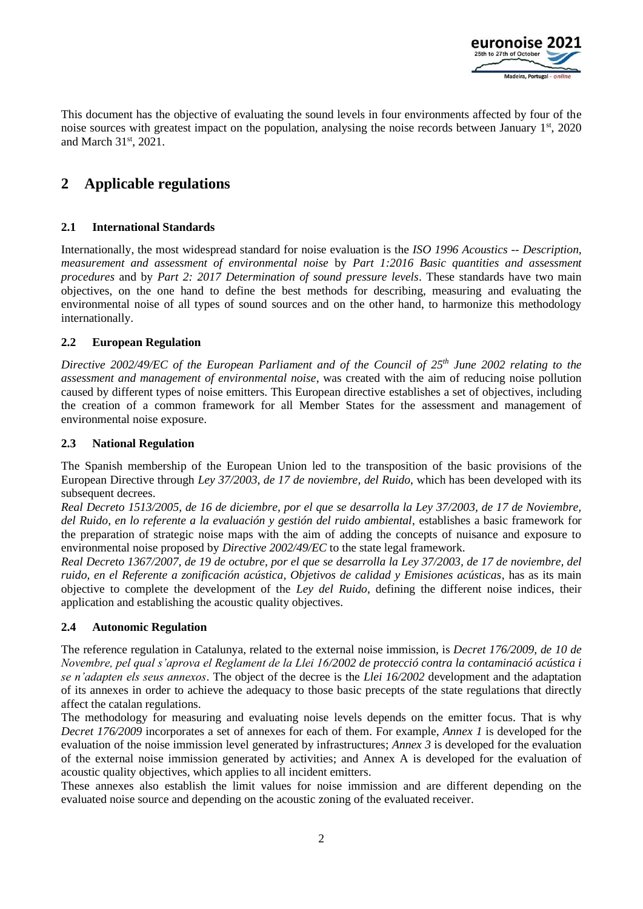This document has the objective of evaluating the sound levels in four environments affected by four of the noise sources with greatest impact on the population, analysing the noise records between January 1st, 2020 and March 31st, 2021.

## 2 Applicable regulations

### 2.1 International Standards

Internationally, the most widespread standard for noise evaluation is the *ISO 1996 Acoustics -- Description, measurement and assessment of environmental noise* by *Part 1:2016 Basic quantities and assessment procedures* and by *Part 2: 2017 Determination of sound pressure levels*. These standards have two main objectives, on the one hand to define the best methods for describing, measuring and evaluating the environmental noise of all types of sound sources and on the other hand, to harmonize this methodology internationally.

### 2.2 European Regulation

*Directive 2002/49/EC of the European Parliament and of the Council of 25th June 2002 relating to the assessment and management of environmental noise*, was created with the aim of reducing noise pollution caused by different types of noise emitters. This European directive establishes a set of objectives, including the creation of a common framework for all Member States for the assessment and management of environmental noise exposure.

### 2.3 National Regulation

The Spanish membership of the European Union led to the transposition of the basic provisions of the European Directive through *Ley 37/2003, de 17 de noviembre, del Ruido*, which has been developed with its subsequent decrees.

*Real Decreto 1513/2005, de 16 de diciembre, por el que se desarrolla la Ley 37/2003, de 17 de Noviembre, del Ruido, en lo referente a la evaluación y gestión del ruido ambiental*, establishes a basic framework for the preparation of strategic noise maps with the aim of adding the concepts of nuisance and exposure to environmental noise proposed by *Directive 2002/49/EC* to the state legal framework.

*Real Decreto 1367/2007, de 19 de octubre, por el que se desarrolla la Ley 37/2003, de 17 de noviembre, del ruido, en el Referente a zonificación acústica, Objetivos de calidad y Emisiones acústicas*, has as its main objective to complete the development of the *Ley del Ruido*, defining the different noise indices, their application and establishing the acoustic quality objectives.

### 2.4 Autonomic Regulation

The reference regulation in Catalunya, related to the external noise immission, is *Decret 176/2009, de 10 de Novembre, pel qual s'aprova el Reglament de la Llei 16/2002 de protecció contra la contaminació acústica i se n'adapten els seus annexos*. The object of the decree is the *Llei 16/2002* development and the adaptation of its annexes in order to achieve the adequacy to those basic precepts of the state regulations that directly affect the catalan regulations.

The methodology for measuring and evaluating noise levels depends on the emitter focus. That is why *Decret 176/2009* incorporates a set of annexes for each of them. For example, *Annex 1* is developed for the evaluation of the noise immission level generated by infrastructures; *Annex 3* is developed for the evaluation of the external noise immission generated by activities; and Annex A is developed for the evaluation of acoustic quality objectives, which applies to all incident emitters.

These annexes also establish the limit values for noise immission and are different depending on the evaluated noise source and depending on the acoustic zoning of the evaluated receiver.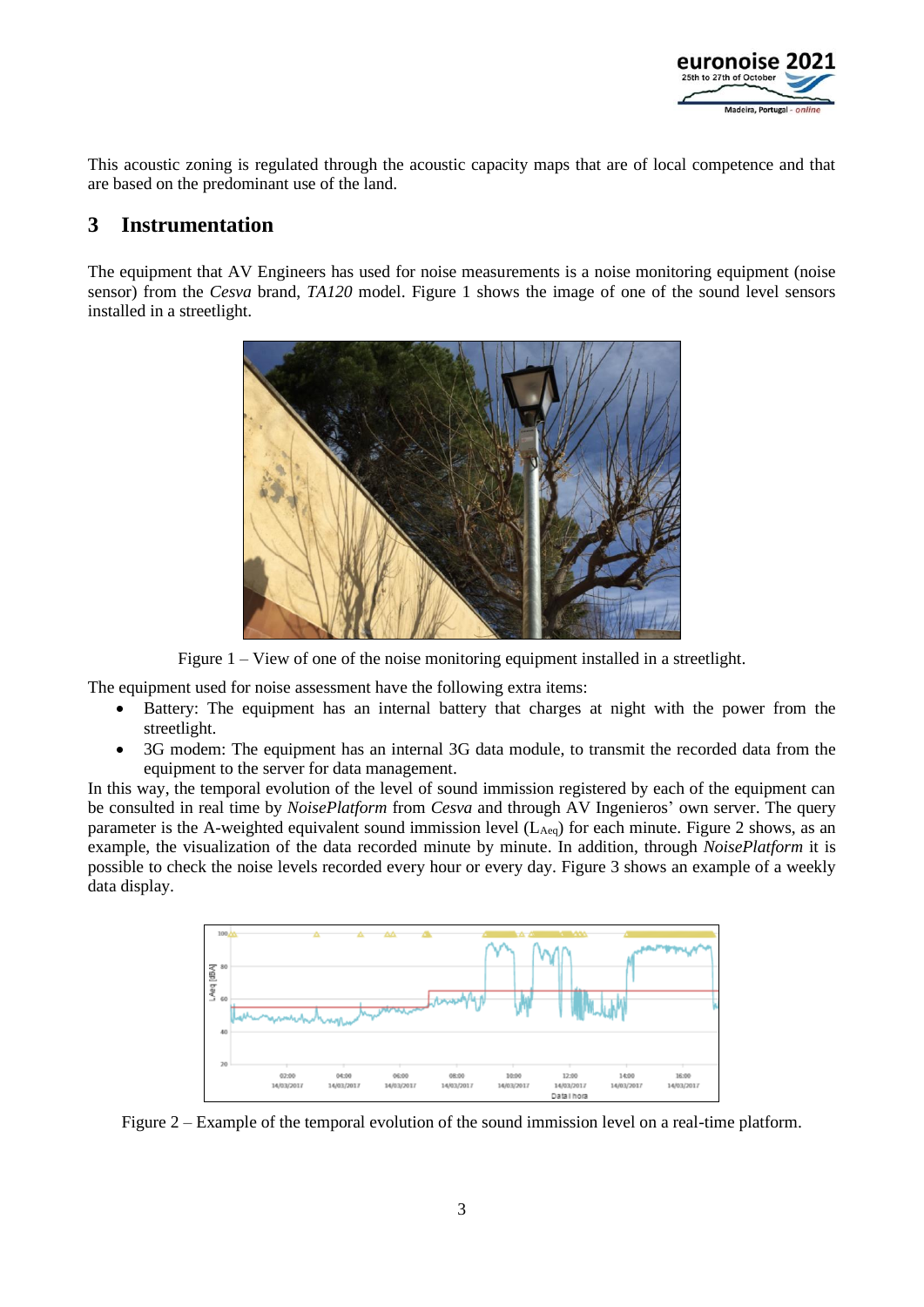This acoustic zoning is regulated through the acoustic capacity maps that are of local competence and that are based on the predominant use of the land.

## 3 Instrumentation

The equipment that AV Engineers has used for noise measurements is a noise monitoring equipment (noise sensor) from the *Cesva* brand, *TA120* model. Figure 1 shows the image of one of the sound level sensors installed in a streetlight.

Figure 1 – View of one of the noise monitoring equipment installed in a streetlight.

The equipment used for noise assessment have the following extra items:

- Battery: The equipment has an internal battery that charges at night with the power from the streetlight.
- 3G modem: The equipment has an internal 3G data module, to transmit the recorded data from the equipment to the server for data management.

In this way, the temporal evolution of the level of sound immission registered by each of the equipment can be consulted in real time by *NoisePlatform* from *Cesva* and through AV Ingenieros' own server. The query parameter is the A-weighted equivalent sound immission level ($L_{Aeq}$) for each minute. Figure 2 shows, as an example, the visualization of the data recorded minute by minute. In addition, through *NoisePlatform* it is possible to check the noise levels recorded every hour or every day. Figure 3 shows an example of a weekly data display.

Figure 2 – Example of the temporal evolution of the sound immission level on a real-time platform.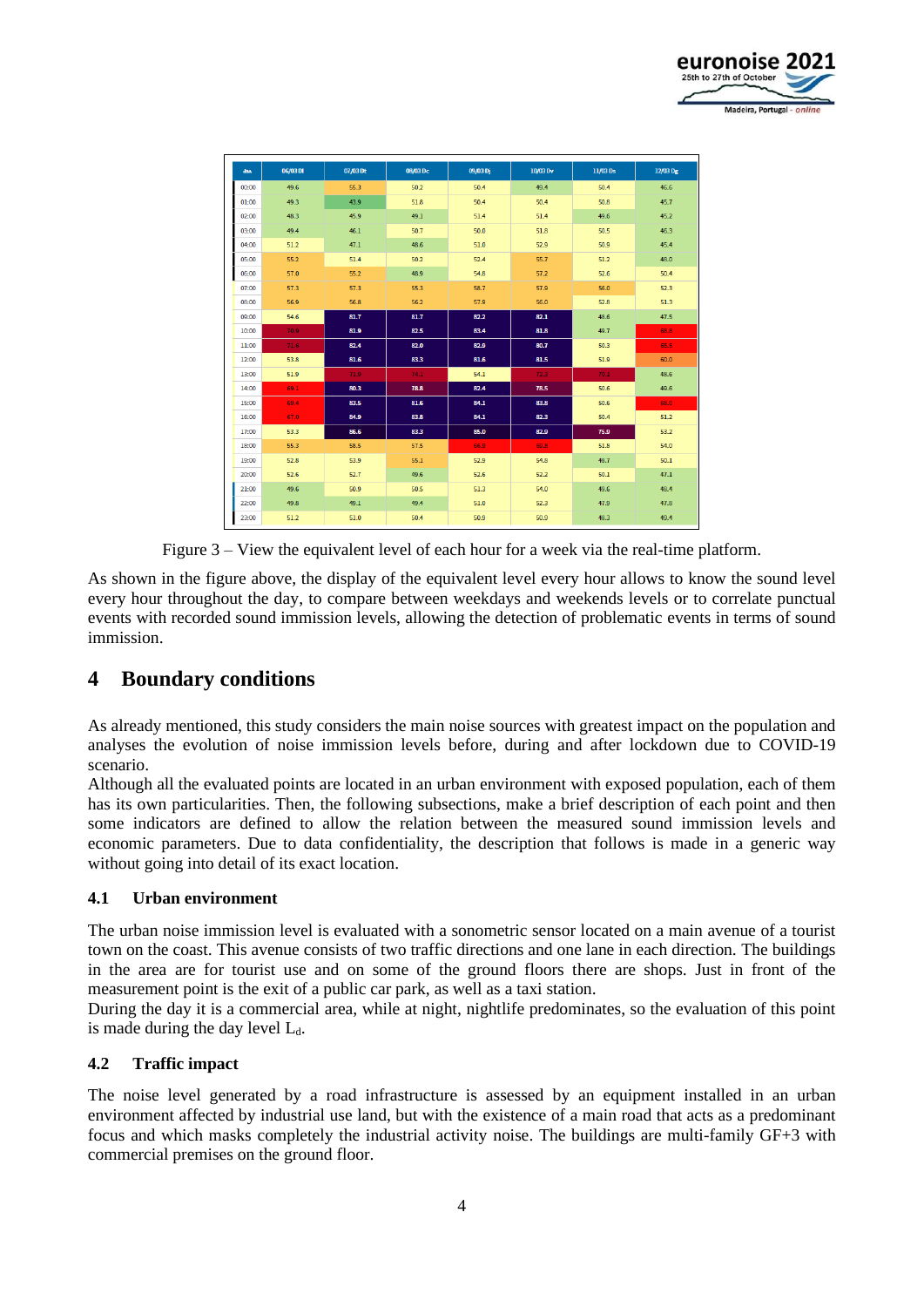| día | 06/03 Dl | 07/03 Dt | 08/03 Dc | 09/03 Dj | 10/03 Dv | 11/03 Ds | 12/03 Dg |
|---|---|---|---|---|---|---|---|
| 00:00 | 49.6 | 55.3 | 50.2 | 50.4 | 49.4 | 50.4 | 46.6 |
| 01:00 | 49.3 | 43.9 | 51.8 | 50.4 | 50.4 | 50.8 | 45.7 |
| 02:00 | 48.3 | 45.9 | 49.1 | 51.4 | 51.4 | 49.6 | 45.2 |
| 03:00 | 49.4 | 46.1 | 50.7 | 50.0 | 51.8 | 50.5 | 46.3 |
| 04:00 | 51.2 | 47.1 | 48.6 | 51.0 | 52.9 | 50.9 | 45.4 |
| 05:00 | 55.2 | 51.4 | 50.2 | 52.4 | 55.7 | 51.2 | 48.0 |
| 06:00 | 57.0 | 55.2 | 48.9 | 54.8 | 57.2 | 52.6 | 50.4 |
| 07:00 | 57.3 | 57.3 | 55.3 | 58.7 | 57.9 | 56.0 | 52.3 |
| 08:00 | 56.9 | 56.8 | 56.3 | 57.9 | 56.0 | 52.8 | 51.3 |
| 09:00 | 54.6 | 81.7 | 81.7 | 82.2 | 82.1 | 48.6 | 47.5 |
| 10:00 | 70.9 | 81.9 | 82.5 | 83.4 | 81.8 | 49.7 | 66.8 |
| 11:00 | 71.6 | 82.4 | 82.0 | 82.9 | 80.7 | 50.3 | 65.5 |
| 12:00 | 53.8 | 81.6 | 83.3 | 81.6 | 81.5 | 51.9 | 60.0 |
| 13:00 | 51.9 | 71.9 | 74.1 | 54.1 | 72.3 | 70.1 | 48.6 |
| 14:00 | 69.1 | 80.3 | 78.8 | 82.4 | 78.5 | 50.6 | 49.6 |
| 15:00 | 69.4 | 83.5 | 81.6 | 84.1 | 83.8 | 50.6 | 68.0 |
| 16:00 | 67.0 | 84.9 | 83.8 | 84.1 | 82.3 | 50.4 | 51.2 |
| 17:00 | 53.3 | 86.6 | 83.3 | 85.0 | 82.9 | 75.9 | 53.2 |
| 18:00 | 55.3 | 58.5 | 57.5 | 66.9 | 69.8 | 51.8 | 54.0 |
| 19:00 | 52.8 | 53.9 | 55.1 | 52.9 | 54.8 | 48.7 | 50.1 |
| 20:00 | 52.6 | 52.7 | 49.6 | 52.6 | 52.2 | 50.1 | 47.1 |
| 21:00 | 49.6 | 50.9 | 50.5 | 51.3 | 54.0 | 49.6 | 48.4 |
| 22:00 | 49.8 | 49.1 | 49.4 | 53.0 | 52.3 | 47.9 | 47.8 |
| 23:00 | 51.2 | 51.0 | 50.4 | 50.9 | 50.9 | 48.3 | 49.4 |

Figure 3 – View the equivalent level of each hour for a week via the real-time platform.

As shown in the figure above, the display of the equivalent level every hour allows to know the sound level every hour throughout the day, to compare between weekdays and weekends levels or to correlate punctual events with recorded sound immission levels, allowing the detection of problematic events in terms of sound immission.

# 4 Boundary conditions

As already mentioned, this study considers the main noise sources with greatest impact on the population and analyses the evolution of noise immission levels before, during and after lockdown due to COVID-19 scenario.

Although all the evaluated points are located in an urban environment with exposed population, each of them has its own particularities. Then, the following subsections, make a brief description of each point and then some indicators are defined to allow the relation between the measured sound immission levels and economic parameters. Due to data confidentiality, the description that follows is made in a generic way without going into detail of its exact location.

## 4.1 Urban environment

The urban noise immission level is evaluated with a sonometric sensor located on a main avenue of a tourist town on the coast. This avenue consists of two traffic directions and one lane in each direction. The buildings in the area are for tourist use and on some of the ground floors there are shops. Just in front of the measurement point is the exit of a public car park, as well as a taxi station.

During the day it is a commercial area, while at night, nightlife predominates, so the evaluation of this point is made during the day level $L_d$.

## 4.2 Traffic impact

The noise level generated by a road infrastructure is assessed by an equipment installed in an urban environment affected by industrial use land, but with the existence of a main road that acts as a predominant focus and which masks completely the industrial activity noise. The buildings are multi-family GF+3 with commercial premises on the ground floor.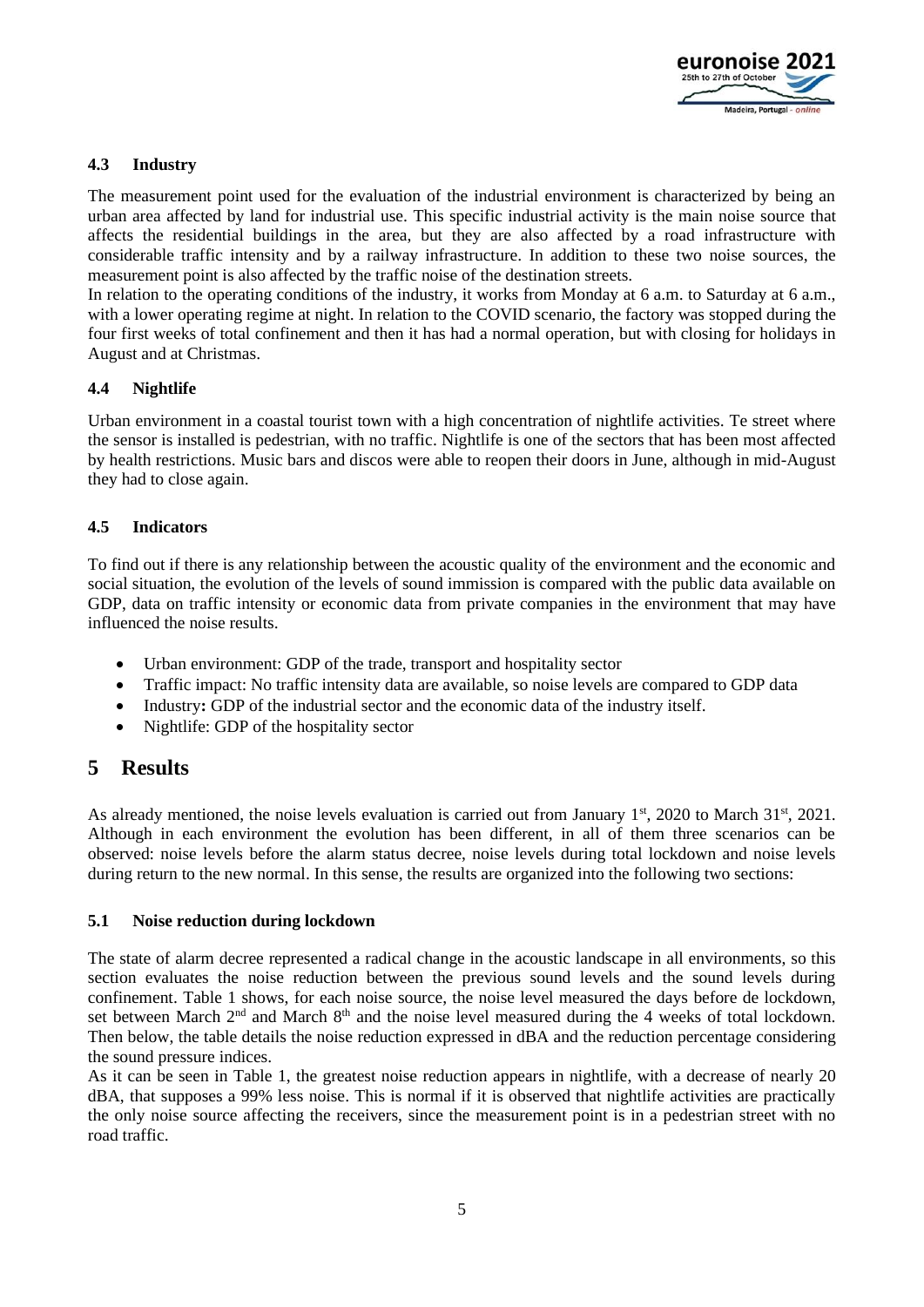### 4.3 Industry

The measurement point used for the evaluation of the industrial environment is characterized by being an urban area affected by land for industrial use. This specific industrial activity is the main noise source that affects the residential buildings in the area, but they are also affected by a road infrastructure with considerable traffic intensity and by a railway infrastructure. In addition to these two noise sources, the measurement point is also affected by the traffic noise of the destination streets.
In relation to the operating conditions of the industry, it works from Monday at 6 a.m. to Saturday at 6 a.m., with a lower operating regime at night. In relation to the COVID scenario, the factory was stopped during the four first weeks of total confinement and then it has had a normal operation, but with closing for holidays in August and at Christmas.

### 4.4 Nightlife

Urban environment in a coastal tourist town with a high concentration of nightlife activities. Te street where the sensor is installed is pedestrian, with no traffic. Nightlife is one of the sectors that has been most affected by health restrictions. Music bars and discos were able to reopen their doors in June, although in mid-August they had to close again.

### 4.5 Indicators

To find out if there is any relationship between the acoustic quality of the environment and the economic and social situation, the evolution of the levels of sound immission is compared with the public data available on GDP, data on traffic intensity or economic data from private companies in the environment that may have influenced the noise results.

- Urban environment: GDP of the trade, transport and hospitality sector
- Traffic impact: No traffic intensity data are available, so noise levels are compared to GDP data
- Industry**:** GDP of the industrial sector and the economic data of the industry itself.
- Nightlife: GDP of the hospitality sector

## 5 Results

As already mentioned, the noise levels evaluation is carried out from January 1st, 2020 to March 31st, 2021. Although in each environment the evolution has been different, in all of them three scenarios can be observed: noise levels before the alarm status decree, noise levels during total lockdown and noise levels during return to the new normal. In this sense, the results are organized into the following two sections:

### 5.1 Noise reduction during lockdown

The state of alarm decree represented a radical change in the acoustic landscape in all environments, so this section evaluates the noise reduction between the previous sound levels and the sound levels during confinement. Table 1 shows, for each noise source, the noise level measured the days before de lockdown, set between March 2nd and March 8th and the noise level measured during the 4 weeks of total lockdown. Then below, the table details the noise reduction expressed in dBA and the reduction percentage considering the sound pressure indices.
As it can be seen in Table 1, the greatest noise reduction appears in nightlife, with a decrease of nearly 20 dBA, that supposes a 99% less noise. This is normal if it is observed that nightlife activities are practically the only noise source affecting the receivers, since the measurement point is in a pedestrian street with no road traffic.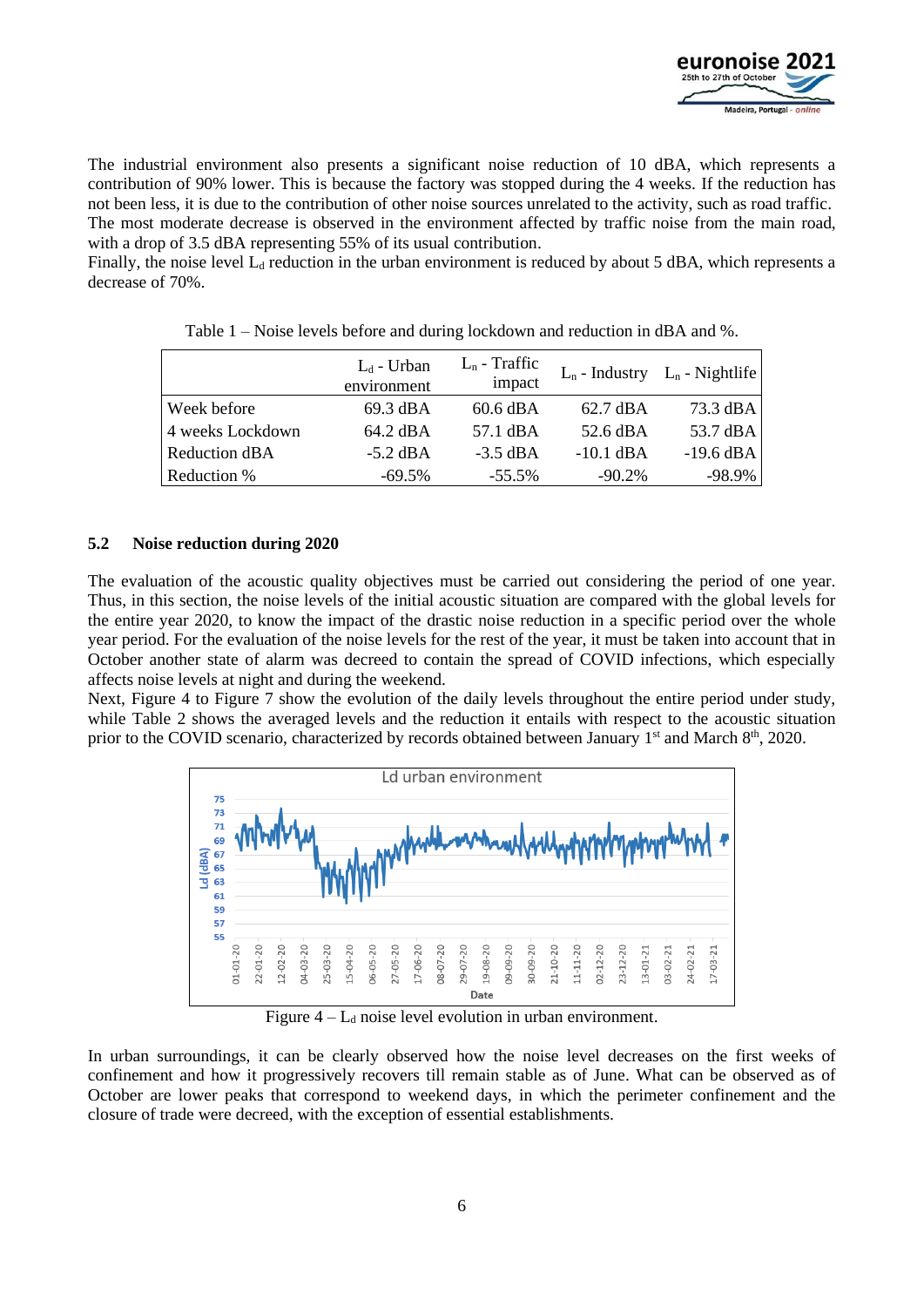The industrial environment also presents a significant noise reduction of 10 dBA, which represents a contribution of 90% lower. This is because the factory was stopped during the 4 weeks. If the reduction has not been less, it is due to the contribution of other noise sources unrelated to the activity, such as road traffic. The most moderate decrease is observed in the environment affected by traffic noise from the main road, with a drop of 3.5 dBA representing 55% of its usual contribution.
Finally, the noise level $L_d$ reduction in the urban environment is reduced by about 5 dBA, which represents a decrease of 70%.

Table 1 – Noise levels before and during lockdown and reduction in dBA and %.

| | $L_d$ - Urban environment | $L_n$ - Traffic impact | $L_n$ - Industry | $L_n$ - Nightlife |
|---|---|---|---|---|
| Week before | 69.3 dBA | 60.6 dBA | 62.7 dBA | 73.3 dBA |
| 4 weeks Lockdown | 64.2 dBA | 57.1 dBA | 52.6 dBA | 53.7 dBA |
| Reduction dBA | -5.2 dBA | -3.5 dBA | -10.1 dBA | -19.6 dBA |
| Reduction % | -69.5% | -55.5% | -90.2% | -98.9% |

### 5.2 Noise reduction during 2020

The evaluation of the acoustic quality objectives must be carried out considering the period of one year. Thus, in this section, the noise levels of the initial acoustic situation are compared with the global levels for the entire year 2020, to know the impact of the drastic noise reduction in a specific period over the whole year period. For the evaluation of the noise levels for the rest of the year, it must be taken into account that in October another state of alarm was decreed to contain the spread of COVID infections, which especially affects noise levels at night and during the weekend.
Next, Figure 4 to Figure 7 show the evolution of the daily levels throughout the entire period under study, while Table 2 shows the averaged levels and the reduction it entails with respect to the acoustic situation prior to the COVID scenario, characterized by records obtained between January 1st and March 8th, 2020.

Figure 4 – $L_d$ noise level evolution in urban environment.

In urban surroundings, it can be clearly observed how the noise level decreases on the first weeks of confinement and how it progressively recovers till remain stable as of June. What can be observed as of October are lower peaks that correspond to weekend days, in which the perimeter confinement and the closure of trade were decreed, with the exception of essential establishments.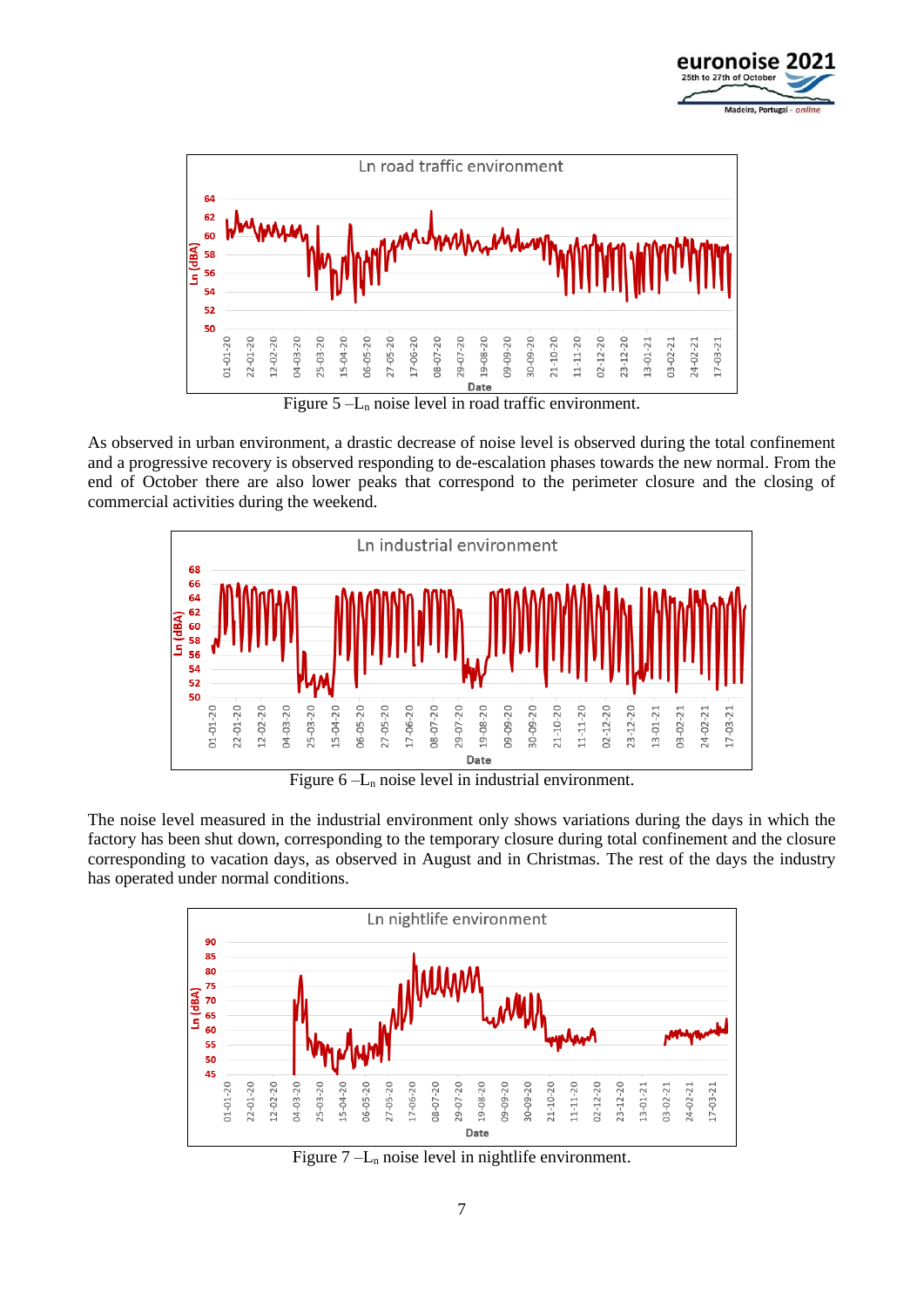Figure 5 – $L_n$ noise level in road traffic environment.

As observed in urban environment, a drastic decrease of noise level is observed during the total confinement and a progressive recovery is observed responding to de-escalation phases towards the new normal. From the end of October there are also lower peaks that correspond to the perimeter closure and the closing of commercial activities during the weekend.

Figure 6 – $L_n$ noise level in industrial environment.

The noise level measured in the industrial environment only shows variations during the days in which the factory has been shut down, corresponding to the temporary closure during total confinement and the closure corresponding to vacation days, as observed in August and in Christmas. The rest of the days the industry has operated under normal conditions.

Figure 7 – $L_n$ noise level in nightlife environment.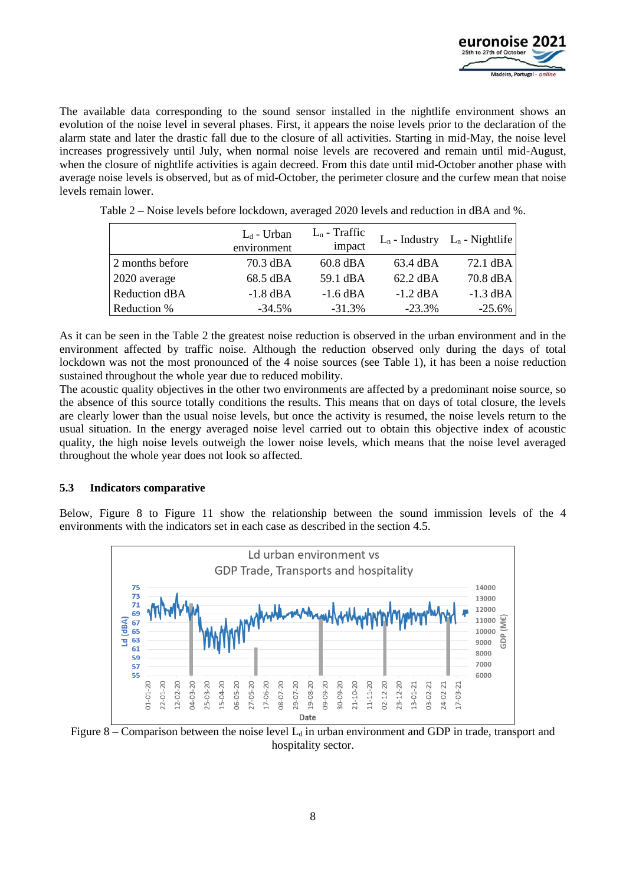The available data corresponding to the sound sensor installed in the nightlife environment shows an evolution of the noise level in several phases. First, it appears the noise levels prior to the declaration of the alarm state and later the drastic fall due to the closure of all activities. Starting in mid-May, the noise level increases progressively until July, when normal noise levels are recovered and remain until mid-August, when the closure of nightlife activities is again decreed. From this date until mid-October another phase with average noise levels is observed, but as of mid-October, the perimeter closure and the curfew mean that noise levels remain lower.

Table 2 – Noise levels before lockdown, averaged 2020 levels and reduction in dBA and %.

| | $L_d$ - Urban environment | $L_n$ - Traffic impact | $L_n$ - Industry | $L_n$ - Nightlife |
|---|---|---|---|---|
| 2 months before | 70.3 dBA | 60.8 dBA | 63.4 dBA | 72.1 dBA |
| 2020 average | 68.5 dBA | 59.1 dBA | 62.2 dBA | 70.8 dBA |
| Reduction dBA | -1.8 dBA | -1.6 dBA | -1.2 dBA | -1.3 dBA |
| Reduction % | -34.5% | -31.3% | -23.3% | -25.6% |

As it can be seen in the Table 2 the greatest noise reduction is observed in the urban environment and in the environment affected by traffic noise. Although the reduction observed only during the days of total lockdown was not the most pronounced of the 4 noise sources (see Table 1), it has been a noise reduction sustained throughout the whole year due to reduced mobility.

The acoustic quality objectives in the other two environments are affected by a predominant noise source, so the absence of this source totally conditions the results. This means that on days of total closure, the levels are clearly lower than the usual noise levels, but once the activity is resumed, the noise levels return to the usual situation. In the energy averaged noise level carried out to obtain this objective index of acoustic quality, the high noise levels outweigh the lower noise levels, which means that the noise level averaged throughout the whole year does not look so affected.

### 5.3 Indicators comparative

Below, Figure 8 to Figure 11 show the relationship between the sound immission levels of the 4 environments with the indicators set in each case as described in the section 4.5.

Figure 8 – Comparison between the noise level $L_d$ in urban environment and GDP in trade, transport and hospitality sector.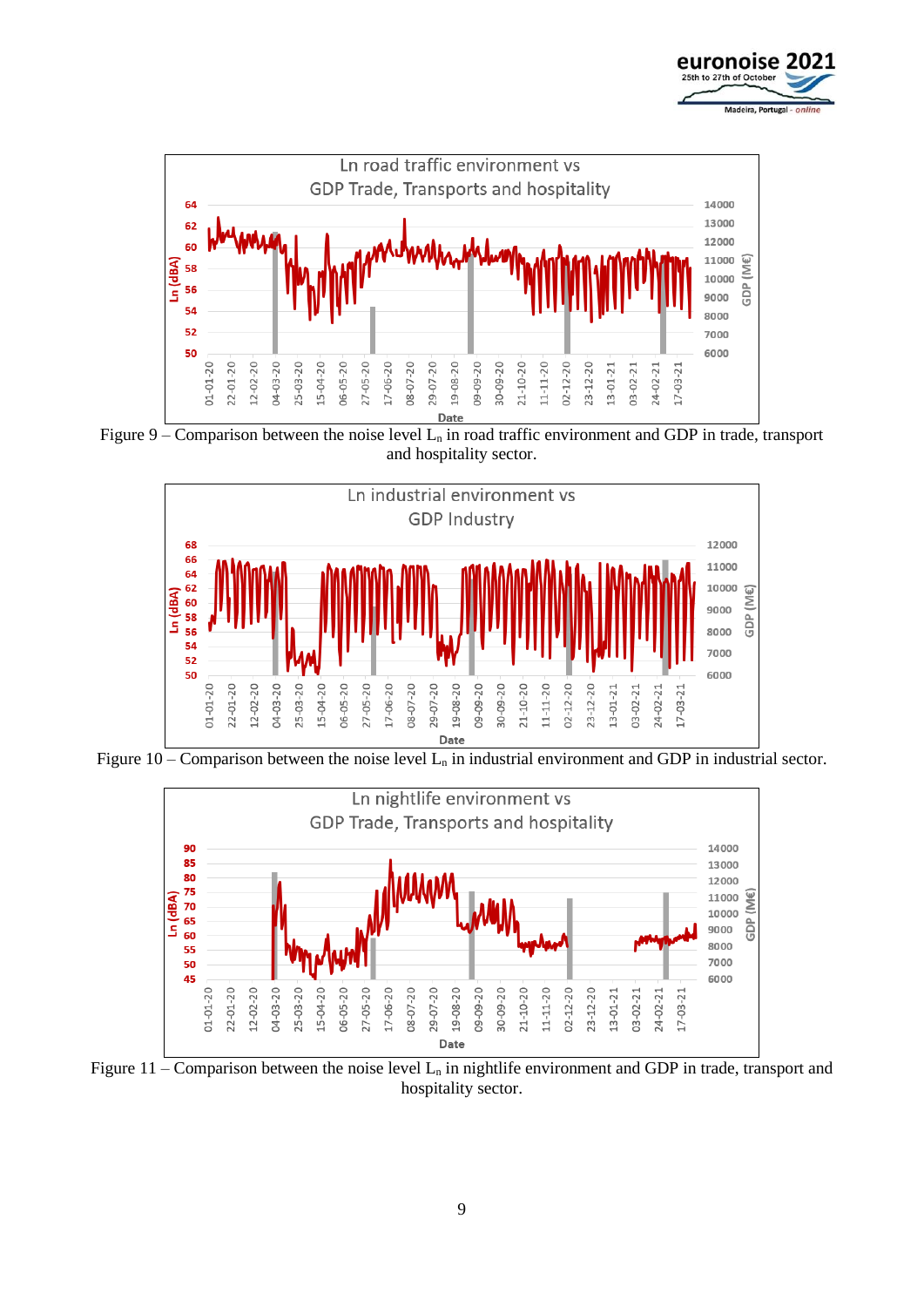Figure 9 – Comparison between the noise level $L_n$ in road traffic environment and GDP in trade, transport and hospitality sector.

Figure 10 – Comparison between the noise level $L_n$ in industrial environment and GDP in industrial sector.

Figure 11 – Comparison between the noise level $L_n$ in nightlife environment and GDP in trade, transport and hospitality sector.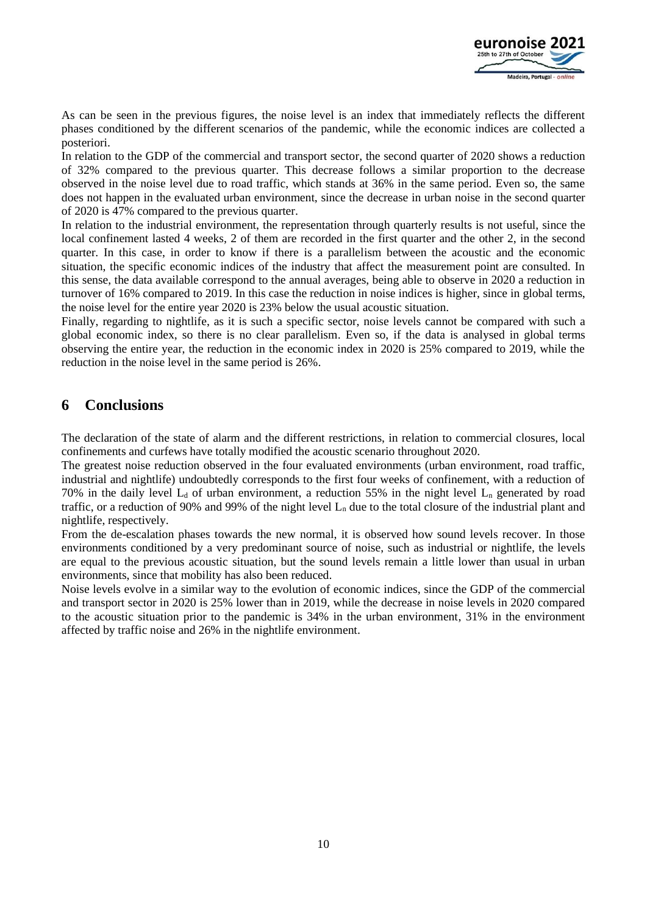As can be seen in the previous figures, the noise level is an index that immediately reflects the different phases conditioned by the different scenarios of the pandemic, while the economic indices are collected a posteriori.

In relation to the GDP of the commercial and transport sector, the second quarter of 2020 shows a reduction of 32% compared to the previous quarter. This decrease follows a similar proportion to the decrease observed in the noise level due to road traffic, which stands at 36% in the same period. Even so, the same does not happen in the evaluated urban environment, since the decrease in urban noise in the second quarter of 2020 is 47% compared to the previous quarter.

In relation to the industrial environment, the representation through quarterly results is not useful, since the local confinement lasted 4 weeks, 2 of them are recorded in the first quarter and the other 2, in the second quarter. In this case, in order to know if there is a parallelism between the acoustic and the economic situation, the specific economic indices of the industry that affect the measurement point are consulted. In this sense, the data available correspond to the annual averages, being able to observe in 2020 a reduction in turnover of 16% compared to 2019. In this case the reduction in noise indices is higher, since in global terms, the noise level for the entire year 2020 is 23% below the usual acoustic situation.

Finally, regarding to nightlife, as it is such a specific sector, noise levels cannot be compared with such a global economic index, so there is no clear parallelism. Even so, if the data is analysed in global terms observing the entire year, the reduction in the economic index in 2020 is 25% compared to 2019, while the reduction in the noise level in the same period is 26%.

# 6 Conclusions

The declaration of the state of alarm and the different restrictions, in relation to commercial closures, local confinements and curfews have totally modified the acoustic scenario throughout 2020.

The greatest noise reduction observed in the four evaluated environments (urban environment, road traffic, industrial and nightlife) undoubtedly corresponds to the first four weeks of confinement, with a reduction of 70% in the daily level $L_d$ of urban environment, a reduction 55% in the night level $L_n$ generated by road traffic, or a reduction of 90% and 99% of the night level $L_n$ due to the total closure of the industrial plant and nightlife, respectively.

From the de-escalation phases towards the new normal, it is observed how sound levels recover. In those environments conditioned by a very predominant source of noise, such as industrial or nightlife, the levels are equal to the previous acoustic situation, but the sound levels remain a little lower than usual in urban environments, since that mobility has also been reduced.

Noise levels evolve in a similar way to the evolution of economic indices, since the GDP of the commercial and transport sector in 2020 is 25% lower than in 2019, while the decrease in noise levels in 2020 compared to the acoustic situation prior to the pandemic is 34% in the urban environment, 31% in the environment affected by traffic noise and 26% in the nightlife environment.